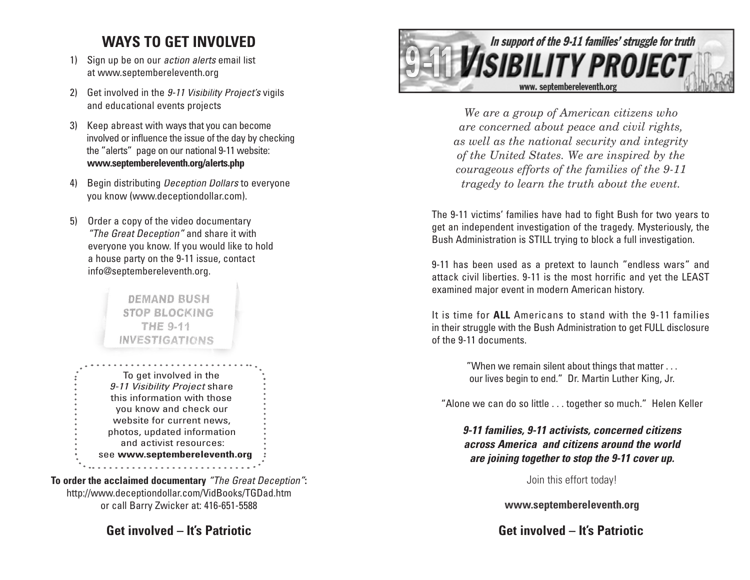## WAYS TO GET INVOLVED

1) Sign up be on our *action alerts* email list at www.septembereleventh.org
2) Get involved in the *9-11 Visibility Project's* vigils and educational events projects
3) Keep abreast with ways that you can become involved or influence the issue of the day by checking the "alerts" page on our national 9-11 website: **www.septembereleventh.org/alerts.php**
4) Begin distributing *Deception Dollars* to everyone you know (www.deceptiondollar.com).
5) Order a copy of the video documentary *"The Great Deception"* and share it with everyone you know. If you would like to hold a house party on the 9-11 issue, contact info@septembereleventh.org.

DEMAND BUSH STOP BLOCKING THE 9-11 INVESTIGATIONS

To get involved in the *9-11 Visibility Project* share this information with those you know and check our website for current news, photos, updated information and activist resources: see **www.septembereleventh.org**

**To order the acclaimed documentary** *"The Great Deception"***:**
http://www.deceptiondollar.com/VidBooks/TGDad.htm
or call Barry Zwicker at: 416-651-5588

**Get involved – It's Patriotic**

# 9-11 VISIBILITY PROJECT

*In support of the 9-11 families' struggle for truth*

www. septembereleventh.org

*We are a group of American citizens who are concerned about peace and civil rights, as well as the national security and integrity of the United States. We are inspired by the courageous efforts of the families of the 9-11 tragedy to learn the truth about the event.*

The 9-11 victims' families have had to fight Bush for two years to get an independent investigation of the tragedy. Mysteriously, the Bush Administration is STILL trying to block a full investigation.

9-11 has been used as a pretext to launch "endless wars" and attack civil liberties. 9-11 is the most horrific and yet the LEAST examined major event in modern American history.

It is time for **ALL** Americans to stand with the 9-11 families in their struggle with the Bush Administration to get FULL disclosure of the 9-11 documents.

"When we remain silent about things that matter . . . our lives begin to end." Dr. Martin Luther King, Jr.

"Alone we can do so little . . . together so much." Helen Keller

***9-11 families, 9-11 activists, concerned citizens across America and citizens around the world are joining together to stop the 9-11 cover up.***

Join this effort today!

**www.septembereleventh.org**

**Get involved – It's Patriotic**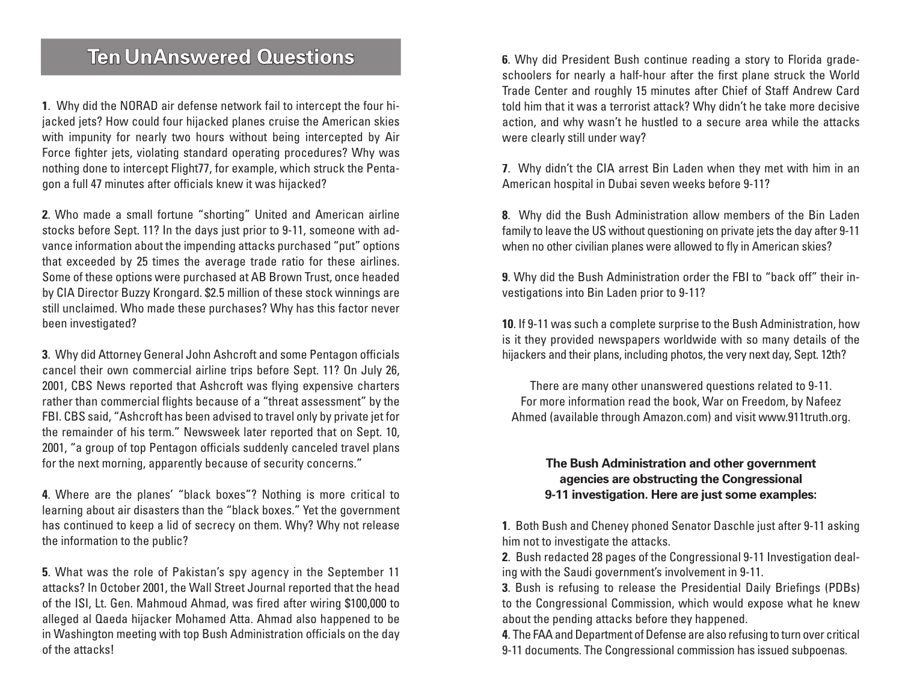# Ten UnAnswered Questions

**1**. Why did the NORAD air defense network fail to intercept the four hijacked jets? How could four hijacked planes cruise the American skies with impunity for nearly two hours without being intercepted by Air Force fighter jets, violating standard operating procedures? Why was nothing done to intercept Flight77, for example, which struck the Pentagon a full 47 minutes after officials knew it was hijacked?

**2**. Who made a small fortune "shorting" United and American airline stocks before Sept. 11? In the days just prior to 9-11, someone with advance information about the impending attacks purchased "put" options that exceeded by 25 times the average trade ratio for these airlines. Some of these options were purchased at AB Brown Trust, once headed by CIA Director Buzzy Krongard. $2.5 million of these stock winnings are still unclaimed. Who made these purchases? Why has this factor never been investigated?

**3**. Why did Attorney General John Ashcroft and some Pentagon officials cancel their own commercial airline trips before Sept. 11? On July 26, 2001, CBS News reported that Ashcroft was flying expensive charters rather than commercial flights because of a "threat assessment" by the FBI. CBS said, "Ashcroft has been advised to travel only by private jet for the remainder of his term." Newsweek later reported that on Sept. 10, 2001, "a group of top Pentagon officials suddenly canceled travel plans for the next morning, apparently because of security concerns."

**4**. Where are the planes' "black boxes"? Nothing is more critical to learning about air disasters than the "black boxes." Yet the government has continued to keep a lid of secrecy on them. Why? Why not release the information to the public?

**5**. What was the role of Pakistan's spy agency in the September 11 attacks? In October 2001, the Wall Street Journal reported that the head of the ISI, Lt. Gen. Mahmoud Ahmad, was fired after wiring $100,000 to alleged al Qaeda hijacker Mohamed Atta. Ahmad also happened to be in Washington meeting with top Bush Administration officials on the day of the attacks!

**6**. Why did President Bush continue reading a story to Florida gradeschoolers for nearly a half-hour after the first plane struck the World Trade Center and roughly 15 minutes after Chief of Staff Andrew Card told him that it was a terrorist attack? Why didn't he take more decisive action, and why wasn't he hustled to a secure area while the attacks were clearly still under way?

**7**. Why didn't the CIA arrest Bin Laden when they met with him in an American hospital in Dubai seven weeks before 9-11?

**8**. Why did the Bush Administration allow members of the Bin Laden family to leave the US without questioning on private jets the day after 9-11 when no other civilian planes were allowed to fly in American skies?

**9**. Why did the Bush Administration order the FBI to "back off" their investigations into Bin Laden prior to 9-11?

**10**. If 9-11 was such a complete surprise to the Bush Administration, how is it they provided newspapers worldwide with so many details of the hijackers and their plans, including photos, the very next day, Sept. 12th?

There are many other unanswered questions related to 9-11. For more information read the book, War on Freedom, by Nafeez Ahmed (available through Amazon.com) and visit www.911truth.org.

**The Bush Administration and other government agencies are obstructing the Congressional 9-11 investigation. Here are just some examples:**

**1**. Both Bush and Cheney phoned Senator Daschle just after 9-11 asking him not to investigate the attacks.

**2**. Bush redacted 28 pages of the Congressional 9-11 Investigation dealing with the Saudi government's involvement in 9-11.

**3**. Bush is refusing to release the Presidential Daily Briefings (PDBs) to the Congressional Commission, which would expose what he knew about the pending attacks before they happened.

**4**. The FAA and Department of Defense are also refusing to turn over critical 9-11 documents. The Congressional commission has issued subpoenas.